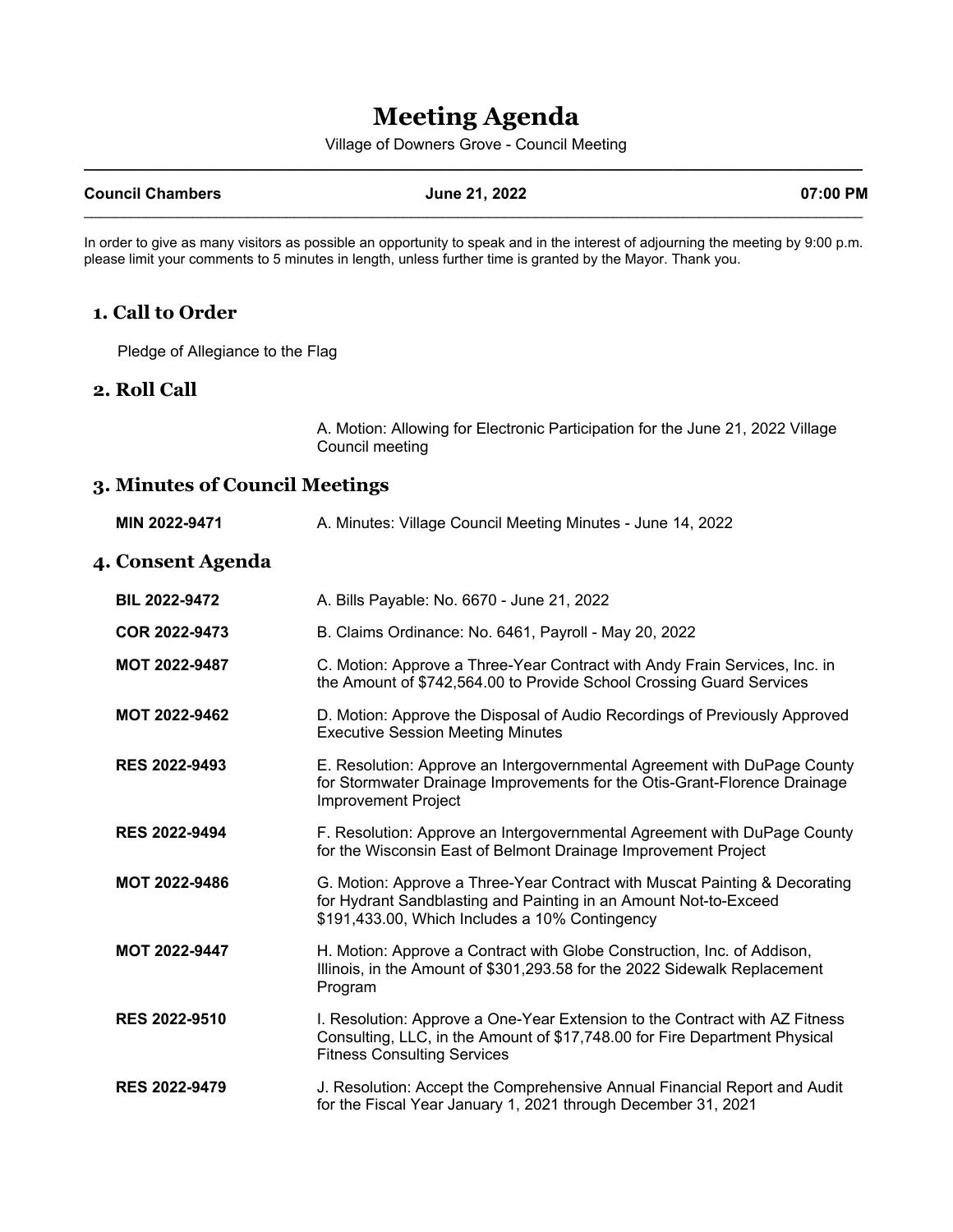# Meeting Agenda

Village of Downers Grove - Council Meeting

| Council Chambers | June 21, 2022 | 07:00 PM |
|---|---|---|

In order to give as many visitors as possible an opportunity to speak and in the interest of adjourning the meeting by 9:00 p.m. please limit your comments to 5 minutes in length, unless further time is granted by the Mayor. Thank you.

## 1. Call to Order

Pledge of Allegiance to the Flag

## 2. Roll Call

A. Motion: Allowing for Electronic Participation for the June 21, 2022 Village Council meeting

## 3. Minutes of Council Meetings

**MIN 2022-9471** A. Minutes: Village Council Meeting Minutes - June 14, 2022

## 4. Consent Agenda

**BIL 2022-9472** A. Bills Payable: No. 6670 - June 21, 2022

**COR 2022-9473** B. Claims Ordinance: No. 6461, Payroll - May 20, 2022

**MOT 2022-9487** C. Motion: Approve a Three-Year Contract with Andy Frain Services, Inc. in the Amount of $742,564.00 to Provide School Crossing Guard Services

**MOT 2022-9462** D. Motion: Approve the Disposal of Audio Recordings of Previously Approved Executive Session Meeting Minutes

**RES 2022-9493** E. Resolution: Approve an Intergovernmental Agreement with DuPage County for Stormwater Drainage Improvements for the Otis-Grant-Florence Drainage Improvement Project

**RES 2022-9494** F. Resolution: Approve an Intergovernmental Agreement with DuPage County for the Wisconsin East of Belmont Drainage Improvement Project

**MOT 2022-9486** G. Motion: Approve a Three-Year Contract with Muscat Painting & Decorating for Hydrant Sandblasting and Painting in an Amount Not-to-Exceed $191,433.00, Which Includes a 10% Contingency

**MOT 2022-9447** H. Motion: Approve a Contract with Globe Construction, Inc. of Addison, Illinois, in the Amount of $301,293.58 for the 2022 Sidewalk Replacement Program

**RES 2022-9510** I. Resolution: Approve a One-Year Extension to the Contract with AZ Fitness Consulting, LLC, in the Amount of $17,748.00 for Fire Department Physical Fitness Consulting Services

**RES 2022-9479** J. Resolution: Accept the Comprehensive Annual Financial Report and Audit for the Fiscal Year January 1, 2021 through December 31, 2021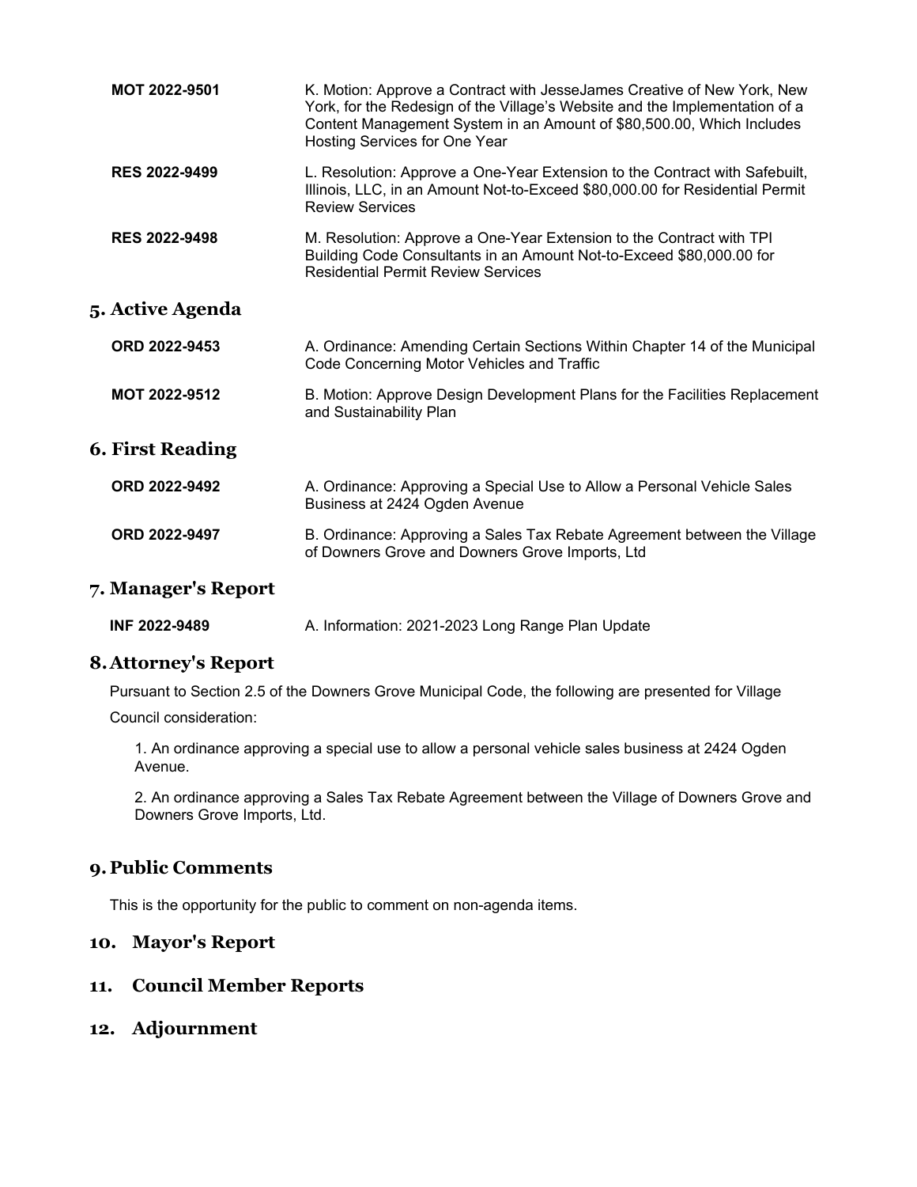| | |
|---|---|
| **MOT 2022-9501** | K. Motion: Approve a Contract with JesseJames Creative of New York, New York, for the Redesign of the Village's Website and the Implementation of a Content Management System in an Amount of $80,500.00, Which Includes Hosting Services for One Year |
| **RES 2022-9499** | L. Resolution: Approve a One-Year Extension to the Contract with Safebuilt, Illinois, LLC, in an Amount Not-to-Exceed $80,000.00 for Residential Permit Review Services |
| **RES 2022-9498** | M. Resolution: Approve a One-Year Extension to the Contract with TPI Building Code Consultants in an Amount Not-to-Exceed $80,000.00 for Residential Permit Review Services |

## 5. Active Agenda

| | |
|---|---|
| **ORD 2022-9453** | A. Ordinance: Amending Certain Sections Within Chapter 14 of the Municipal Code Concerning Motor Vehicles and Traffic |
| **MOT 2022-9512** | B. Motion: Approve Design Development Plans for the Facilities Replacement and Sustainability Plan |

## 6. First Reading

| | |
|---|---|
| **ORD 2022-9492** | A. Ordinance: Approving a Special Use to Allow a Personal Vehicle Sales Business at 2424 Ogden Avenue |
| **ORD 2022-9497** | B. Ordinance: Approving a Sales Tax Rebate Agreement between the Village of Downers Grove and Downers Grove Imports, Ltd |

## 7. Manager's Report

| | |
|---|---|
| **INF 2022-9489** | A. Information: 2021-2023 Long Range Plan Update |

## 8. Attorney's Report

Pursuant to Section 2.5 of the Downers Grove Municipal Code, the following are presented for Village Council consideration:

1. An ordinance approving a special use to allow a personal vehicle sales business at 2424 Ogden Avenue.

2. An ordinance approving a Sales Tax Rebate Agreement between the Village of Downers Grove and Downers Grove Imports, Ltd.

## 9. Public Comments

This is the opportunity for the public to comment on non-agenda items.

## 10. Mayor's Report

## 11. Council Member Reports

## 12. Adjournment